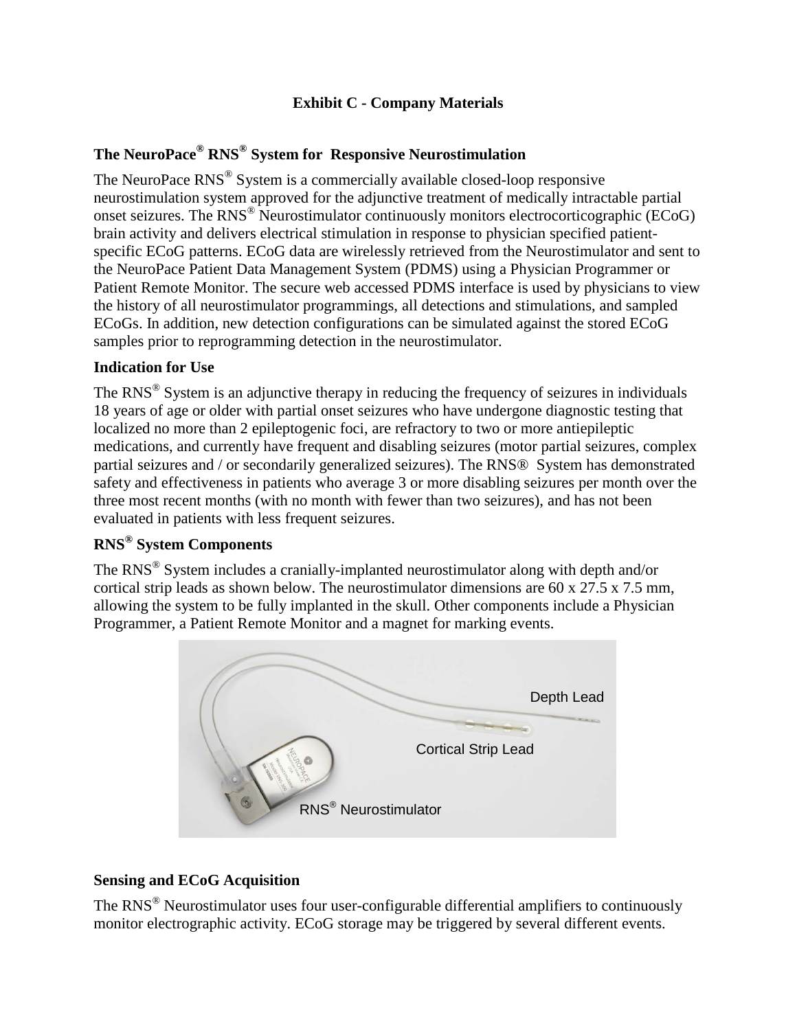**Exhibit C - Company Materials**

## The NeuroPace® RNS® System for Responsive Neurostimulation

The NeuroPace RNS® System is a commercially available closed-loop responsive neurostimulation system approved for the adjunctive treatment of medically intractable partial onset seizures. The RNS® Neurostimulator continuously monitors electrocorticographic (ECoG) brain activity and delivers electrical stimulation in response to physician specified patient-specific ECoG patterns. ECoG data are wirelessly retrieved from the Neurostimulator and sent to the NeuroPace Patient Data Management System (PDMS) using a Physician Programmer or Patient Remote Monitor. The secure web accessed PDMS interface is used by physicians to view the history of all neurostimulator programmings, all detections and stimulations, and sampled ECoGs. In addition, new detection configurations can be simulated against the stored ECoG samples prior to reprogramming detection in the neurostimulator.

### Indication for Use

The RNS® System is an adjunctive therapy in reducing the frequency of seizures in individuals 18 years of age or older with partial onset seizures who have undergone diagnostic testing that localized no more than 2 epileptogenic foci, are refractory to two or more antiepileptic medications, and currently have frequent and disabling seizures (motor partial seizures, complex partial seizures and / or secondarily generalized seizures). The RNS® System has demonstrated safety and effectiveness in patients who average 3 or more disabling seizures per month over the three most recent months (with no month with fewer than two seizures), and has not been evaluated in patients with less frequent seizures.

### RNS® System Components

The RNS® System includes a cranially-implanted neurostimulator along with depth and/or cortical strip leads as shown below. The neurostimulator dimensions are 60 x 27.5 x 7.5 mm, allowing the system to be fully implanted in the skull. Other components include a Physician Programmer, a Patient Remote Monitor and a magnet for marking events.

Depth Lead

Cortical Strip Lead

RNS® Neurostimulator

### Sensing and ECoG Acquisition

The RNS® Neurostimulator uses four user-configurable differential amplifiers to continuously monitor electrographic activity. ECoG storage may be triggered by several different events.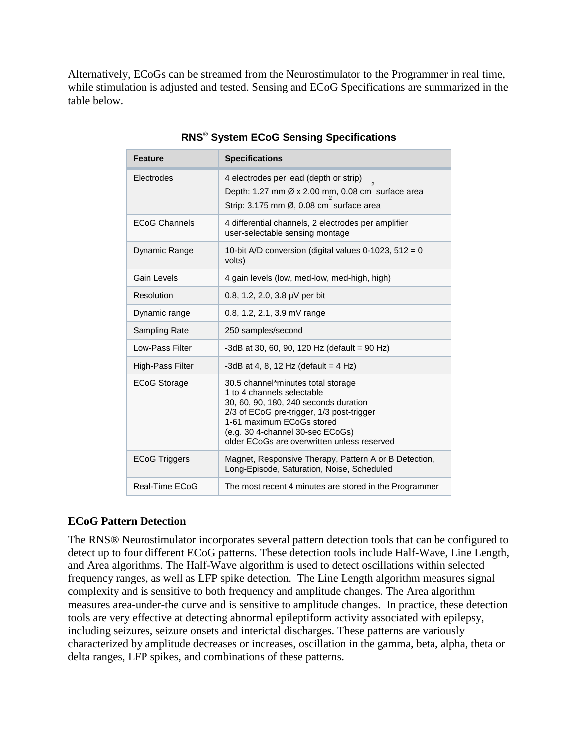Alternatively, ECoGs can be streamed from the Neurostimulator to the Programmer in real time, while stimulation is adjusted and tested. Sensing and ECoG Specifications are summarized in the table below.

**RNS® System ECoG Sensing Specifications**

| Feature | Specifications |
|---|---|
| Electrodes | 4 electrodes per lead (depth or strip)<br>Depth: 1.27 mm Ø x 2.00 mm, 0.08 $cm^2$ surface area<br>Strip: 3.175 mm Ø, 0.08 $cm^2$ surface area |
| ECoG Channels | 4 differential channels, 2 electrodes per amplifier<br>user-selectable sensing montage |
| Dynamic Range | 10-bit A/D conversion (digital values 0-1023, 512 = 0 volts) |
| Gain Levels | 4 gain levels (low, med-low, med-high, high) |
| Resolution | 0.8, 1.2, 2.0, 3.8 µV per bit |
| Dynamic range | 0.8, 1.2, 2.1, 3.9 mV range |
| Sampling Rate | 250 samples/second |
| Low-Pass Filter | -3dB at 30, 60, 90, 120 Hz (default = 90 Hz) |
| High-Pass Filter | -3dB at 4, 8, 12 Hz (default = 4 Hz) |
| ECoG Storage | 30.5 channel*minutes total storage<br>1 to 4 channels selectable<br>30, 60, 90, 180, 240 seconds duration<br>2/3 of ECoG pre-trigger, 1/3 post-trigger<br>1-61 maximum ECoGs stored<br>(e.g. 30 4-channel 30-sec ECoGs)<br>older ECoGs are overwritten unless reserved |
| ECoG Triggers | Magnet, Responsive Therapy, Pattern A or B Detection, Long-Episode, Saturation, Noise, Scheduled |
| Real-Time ECoG | The most recent 4 minutes are stored in the Programmer |

**ECoG Pattern Detection**

The RNS® Neurostimulator incorporates several pattern detection tools that can be configured to detect up to four different ECoG patterns. These detection tools include Half-Wave, Line Length, and Area algorithms. The Half-Wave algorithm is used to detect oscillations within selected frequency ranges, as well as LFP spike detection. The Line Length algorithm measures signal complexity and is sensitive to both frequency and amplitude changes. The Area algorithm measures area-under-the curve and is sensitive to amplitude changes. In practice, these detection tools are very effective at detecting abnormal epileptiform activity associated with epilepsy, including seizures, seizure onsets and interictal discharges. These patterns are variously characterized by amplitude decreases or increases, oscillation in the gamma, beta, alpha, theta or delta ranges, LFP spikes, and combinations of these patterns.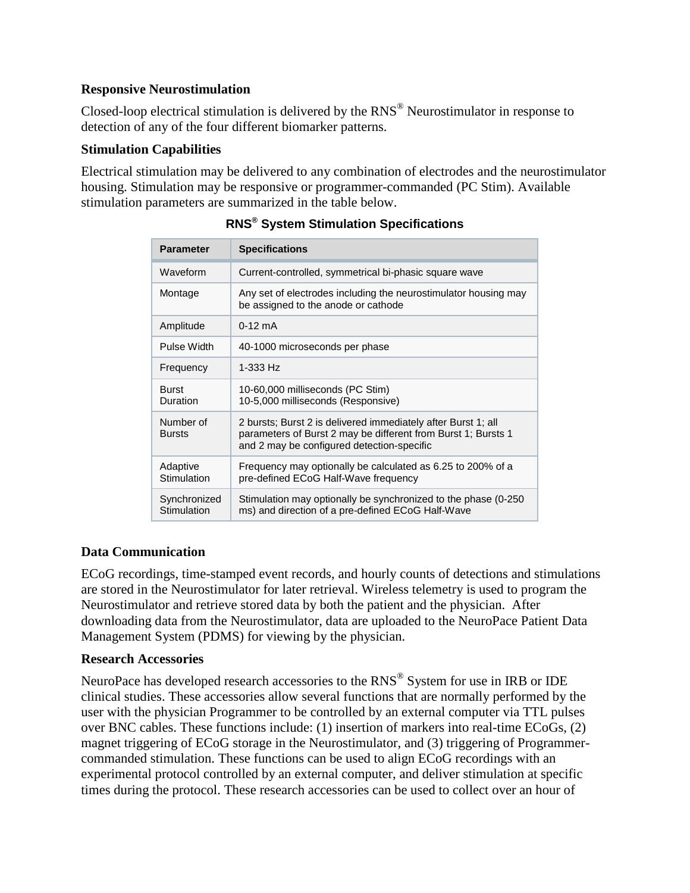**Responsive Neurostimulation**

Closed-loop electrical stimulation is delivered by the RNS® Neurostimulator in response to detection of any of the four different biomarker patterns.

**Stimulation Capabilities**

Electrical stimulation may be delivered to any combination of electrodes and the neurostimulator housing. Stimulation may be responsive or programmer-commanded (PC Stim). Available stimulation parameters are summarized in the table below.

**RNS® System Stimulation Specifications**

| Parameter | Specifications |
| --- | --- |
| Waveform | Current-controlled, symmetrical bi-phasic square wave |
| Montage | Any set of electrodes including the neurostimulator housing may be assigned to the anode or cathode |
| Amplitude | 0-12 mA |
| Pulse Width | 40-1000 microseconds per phase |
| Frequency | 1-333 Hz |
| Burst Duration | 10-60,000 milliseconds (PC Stim)<br>10-5,000 milliseconds (Responsive) |
| Number of Bursts | 2 bursts; Burst 2 is delivered immediately after Burst 1; all parameters of Burst 2 may be different from Burst 1; Bursts 1 and 2 may be configured detection-specific |
| Adaptive Stimulation | Frequency may optionally be calculated as 6.25 to 200% of a pre-defined ECoG Half-Wave frequency |
| Synchronized Stimulation | Stimulation may optionally be synchronized to the phase (0-250 ms) and direction of a pre-defined ECoG Half-Wave |

**Data Communication**

ECoG recordings, time-stamped event records, and hourly counts of detections and stimulations are stored in the Neurostimulator for later retrieval. Wireless telemetry is used to program the Neurostimulator and retrieve stored data by both the patient and the physician. After downloading data from the Neurostimulator, data are uploaded to the NeuroPace Patient Data Management System (PDMS) for viewing by the physician.

**Research Accessories**

NeuroPace has developed research accessories to the RNS® System for use in IRB or IDE clinical studies. These accessories allow several functions that are normally performed by the user with the physician Programmer to be controlled by an external computer via TTL pulses over BNC cables. These functions include: (1) insertion of markers into real-time ECoGs, (2) magnet triggering of ECoG storage in the Neurostimulator, and (3) triggering of Programmer-commanded stimulation. These functions can be used to align ECoG recordings with an experimental protocol controlled by an external computer, and deliver stimulation at specific times during the protocol. These research accessories can be used to collect over an hour of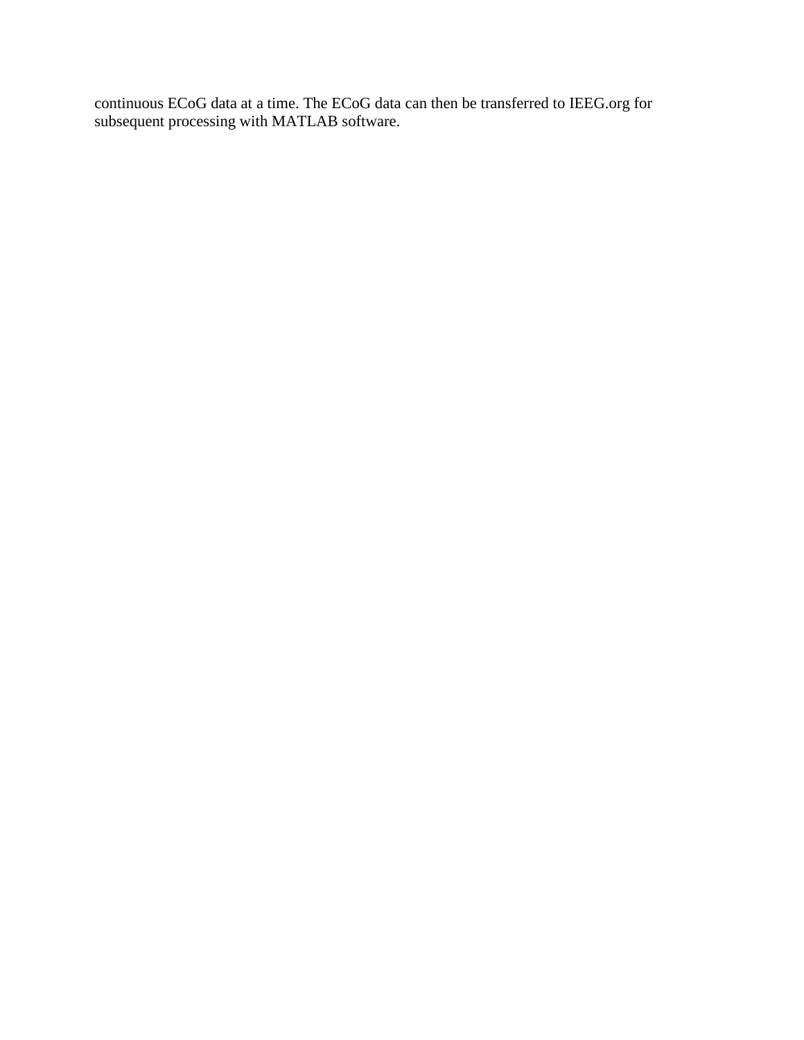continuous ECoG data at a time. The ECoG data can then be transferred to IEEG.org for subsequent processing with MATLAB software.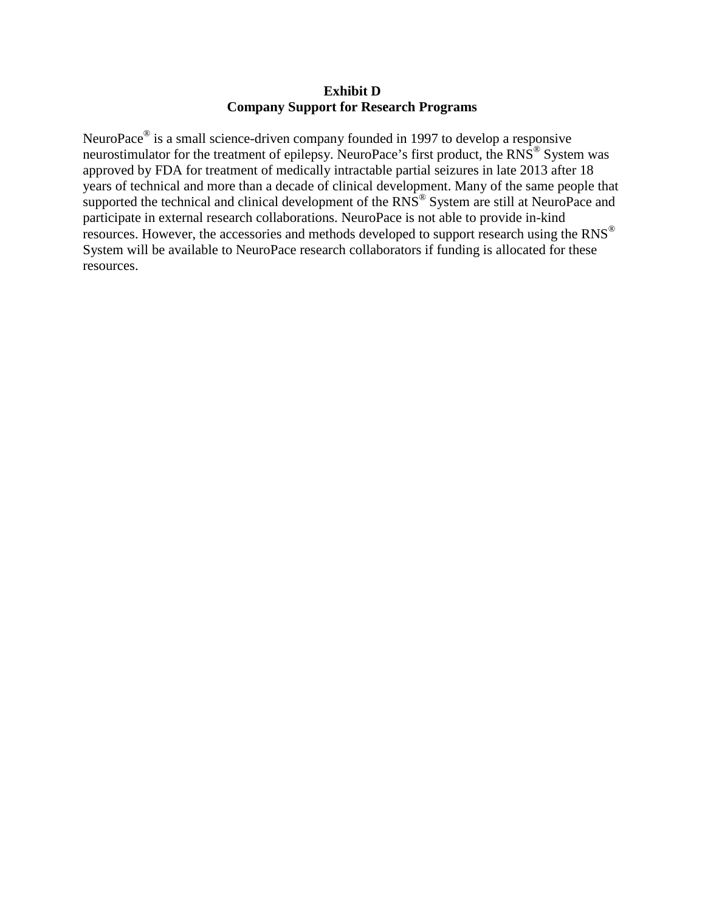**Exhibit D**
**Company Support for Research Programs**

NeuroPace® is a small science-driven company founded in 1997 to develop a responsive neurostimulator for the treatment of epilepsy. NeuroPace's first product, the RNS® System was approved by FDA for treatment of medically intractable partial seizures in late 2013 after 18 years of technical and more than a decade of clinical development. Many of the same people that supported the technical and clinical development of the RNS® System are still at NeuroPace and participate in external research collaborations. NeuroPace is not able to provide in-kind resources. However, the accessories and methods developed to support research using the RNS® System will be available to NeuroPace research collaborators if funding is allocated for these resources.